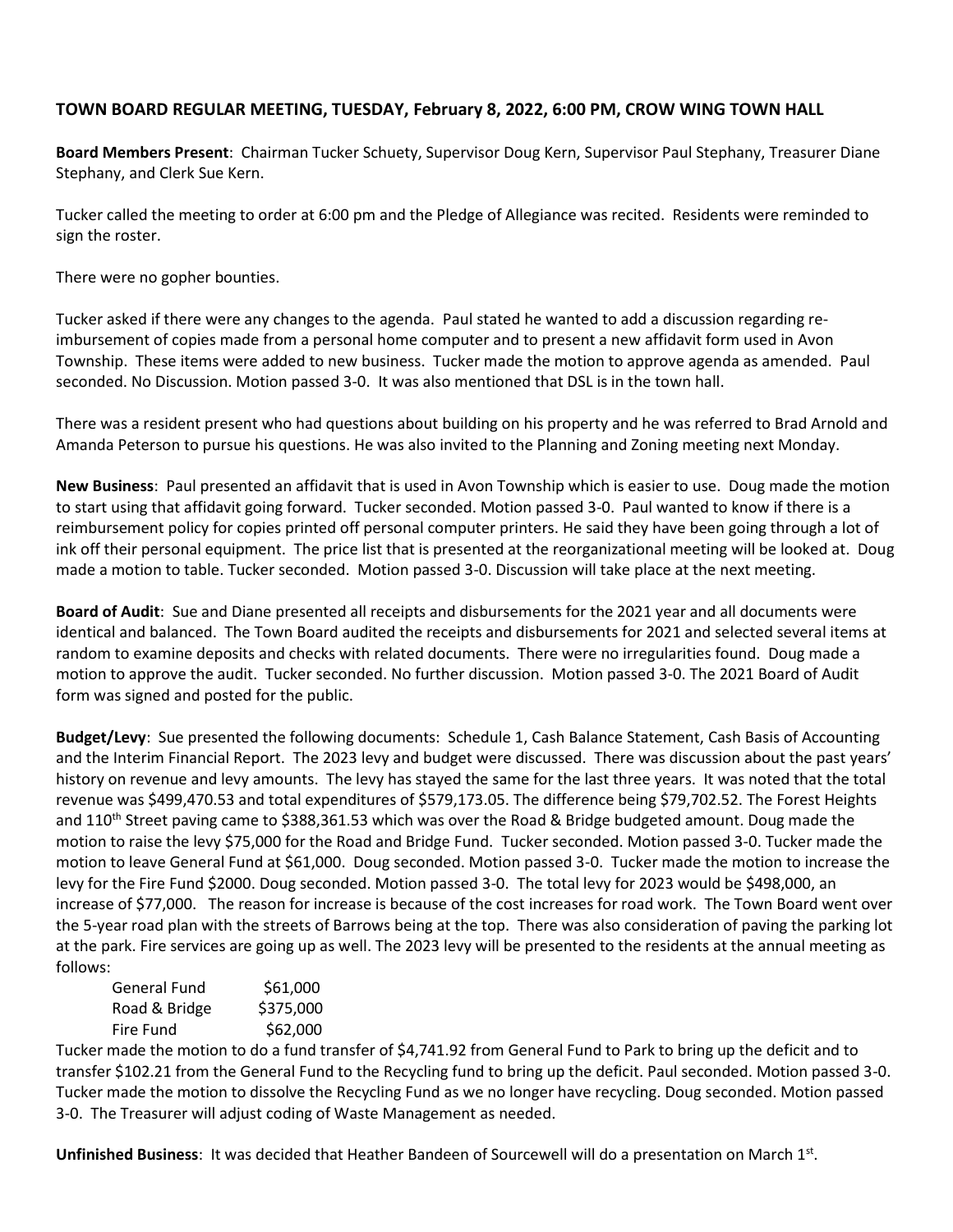**TOWN BOARD REGULAR MEETING, TUESDAY, February 8, 2022, 6:00 PM, CROW WING TOWN HALL**

**Board Members Present**: Chairman Tucker Schuety, Supervisor Doug Kern, Supervisor Paul Stephany, Treasurer Diane Stephany, and Clerk Sue Kern.

Tucker called the meeting to order at 6:00 pm and the Pledge of Allegiance was recited. Residents were reminded to sign the roster.

There were no gopher bounties.

Tucker asked if there were any changes to the agenda. Paul stated he wanted to add a discussion regarding re-imbursement of copies made from a personal home computer and to present a new affidavit form used in Avon Township. These items were added to new business. Tucker made the motion to approve agenda as amended. Paul seconded. No Discussion. Motion passed 3-0. It was also mentioned that DSL is in the town hall.

There was a resident present who had questions about building on his property and he was referred to Brad Arnold and Amanda Peterson to pursue his questions. He was also invited to the Planning and Zoning meeting next Monday.

**New Business**: Paul presented an affidavit that is used in Avon Township which is easier to use. Doug made the motion to start using that affidavit going forward. Tucker seconded. Motion passed 3-0. Paul wanted to know if there is a reimbursement policy for copies printed off personal computer printers. He said they have been going through a lot of ink off their personal equipment. The price list that is presented at the reorganizational meeting will be looked at. Doug made a motion to table. Tucker seconded. Motion passed 3-0. Discussion will take place at the next meeting.

**Board of Audit**: Sue and Diane presented all receipts and disbursements for the 2021 year and all documents were identical and balanced. The Town Board audited the receipts and disbursements for 2021 and selected several items at random to examine deposits and checks with related documents. There were no irregularities found. Doug made a motion to approve the audit. Tucker seconded. No further discussion. Motion passed 3-0. The 2021 Board of Audit form was signed and posted for the public.

**Budget/Levy**: Sue presented the following documents: Schedule 1, Cash Balance Statement, Cash Basis of Accounting and the Interim Financial Report. The 2023 levy and budget were discussed. There was discussion about the past years' history on revenue and levy amounts. The levy has stayed the same for the last three years. It was noted that the total revenue was $499,470.53 and total expenditures of $579,173.05. The difference being $79,702.52. The Forest Heights and 110th Street paving came to $388,361.53 which was over the Road & Bridge budgeted amount. Doug made the motion to raise the levy $75,000 for the Road and Bridge Fund. Tucker seconded. Motion passed 3-0. Tucker made the motion to leave General Fund at $61,000. Doug seconded. Motion passed 3-0. Tucker made the motion to increase the levy for the Fire Fund $2000. Doug seconded. Motion passed 3-0. The total levy for 2023 would be $498,000, an increase of $77,000. The reason for increase is because of the cost increases for road work. The Town Board went over the 5-year road plan with the streets of Barrows being at the top. There was also consideration of paving the parking lot at the park. Fire services are going up as well. The 2023 levy will be presented to the residents at the annual meeting as follows:

| | |
|---|---|
| General Fund | $61,000 |
| Road & Bridge | $375,000 |
| Fire Fund | $62,000 |

Tucker made the motion to do a fund transfer of $4,741.92 from General Fund to Park to bring up the deficit and to transfer $102.21 from the General Fund to the Recycling fund to bring up the deficit. Paul seconded. Motion passed 3-0. Tucker made the motion to dissolve the Recycling Fund as we no longer have recycling. Doug seconded. Motion passed 3-0. The Treasurer will adjust coding of Waste Management as needed.

**Unfinished Business**: It was decided that Heather Bandeen of Sourcewell will do a presentation on March 1st.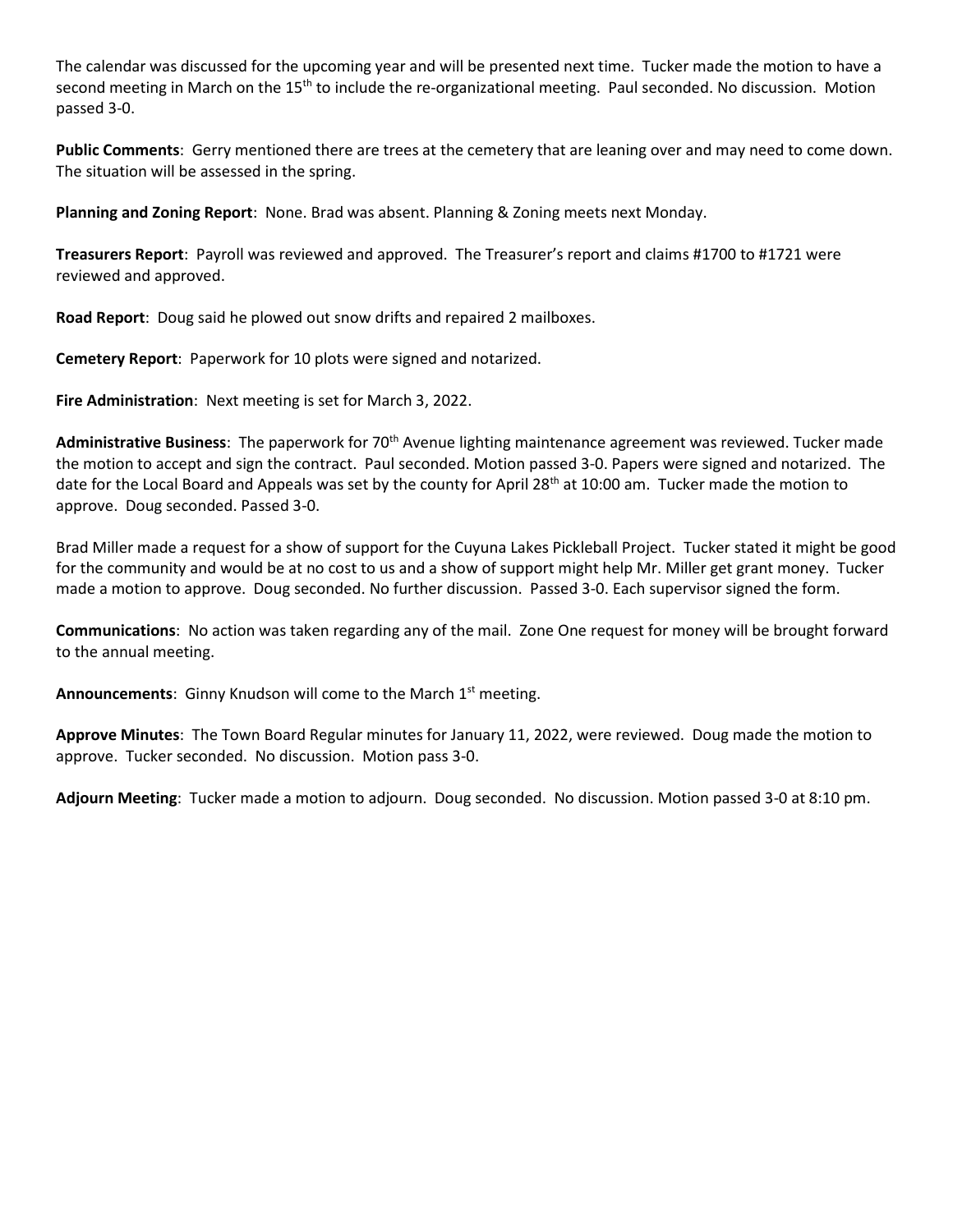The calendar was discussed for the upcoming year and will be presented next time. Tucker made the motion to have a second meeting in March on the 15th to include the re-organizational meeting. Paul seconded. No discussion. Motion passed 3-0.

**Public Comments**: Gerry mentioned there are trees at the cemetery that are leaning over and may need to come down. The situation will be assessed in the spring.

**Planning and Zoning Report**: None. Brad was absent. Planning & Zoning meets next Monday.

**Treasurers Report**: Payroll was reviewed and approved. The Treasurer's report and claims #1700 to #1721 were reviewed and approved.

**Road Report**: Doug said he plowed out snow drifts and repaired 2 mailboxes.

**Cemetery Report**: Paperwork for 10 plots were signed and notarized.

**Fire Administration**: Next meeting is set for March 3, 2022.

**Administrative Business**: The paperwork for 70th Avenue lighting maintenance agreement was reviewed. Tucker made the motion to accept and sign the contract. Paul seconded. Motion passed 3-0. Papers were signed and notarized. The date for the Local Board and Appeals was set by the county for April 28th at 10:00 am. Tucker made the motion to approve. Doug seconded. Passed 3-0.

Brad Miller made a request for a show of support for the Cuyuna Lakes Pickleball Project. Tucker stated it might be good for the community and would be at no cost to us and a show of support might help Mr. Miller get grant money. Tucker made a motion to approve. Doug seconded. No further discussion. Passed 3-0. Each supervisor signed the form.

**Communications**: No action was taken regarding any of the mail. Zone One request for money will be brought forward to the annual meeting.

**Announcements**: Ginny Knudson will come to the March 1st meeting.

**Approve Minutes**: The Town Board Regular minutes for January 11, 2022, were reviewed. Doug made the motion to approve. Tucker seconded. No discussion. Motion pass 3-0.

**Adjourn Meeting**: Tucker made a motion to adjourn. Doug seconded. No discussion. Motion passed 3-0 at 8:10 pm.